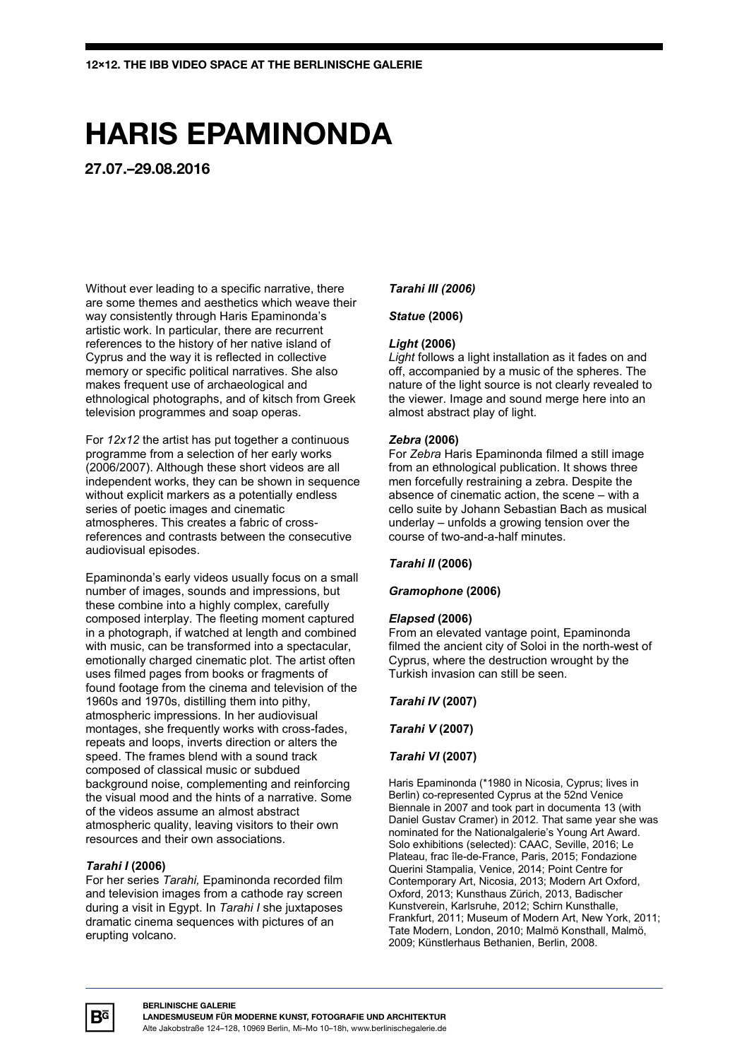**12×12. THE IBB VIDEO SPACE AT THE BERLINISCHE GALERIE**

# HARIS EPAMINONDA

**27.07.–29.08.2016**

Without ever leading to a specific narrative, there are some themes and aesthetics which weave their way consistently through Haris Epaminonda's artistic work. In particular, there are recurrent references to the history of their native island of Cyprus and the way it is reflected in collective memory or specific political narratives. She also makes frequent use of archaeological and ethnological photographs, and of kitsch from Greek television programmes and soap operas.

For *12x12* the artist has put together a continuous programme from a selection of her early works (2006/2007). Although these short videos are all independent works, they can be shown in sequence without explicit markers as a potentially endless series of poetic images and cinematic atmospheres. This creates a fabric of cross-references and contrasts between the consecutive audiovisual episodes.

Epaminonda's early videos usually focus on a small number of images, sounds and impressions, but these combine into a highly complex, carefully composed interplay. The fleeting moment captured in a photograph, if watched at length and combined with music, can be transformed into a spectacular, emotionally charged cinematic plot. The artist often uses filmed pages from books or fragments of found footage from the cinema and television of the 1960s and 1970s, distilling them into pithy, atmospheric impressions. In her audiovisual montages, she frequently works with cross-fades, repeats and loops, inverts direction or alters the speed. The frames blend with a sound track composed of classical music or subdued background noise, complementing and reinforcing the visual mood and the hints of a narrative. Some of the videos assume an almost abstract atmospheric quality, leaving visitors to their own resources and their own associations.

***Tarahi I* (2006)**
For her series *Tarahi,* Epaminonda recorded film and television images from a cathode ray screen during a visit in Egypt. In *Tarahi I* she juxtaposes dramatic cinema sequences with pictures of an erupting volcano.

***Tarahi III (2006)***

***Statue* (2006)**

***Light* (2006)**
*Light* follows a light installation as it fades on and off, accompanied by a music of the spheres. The nature of the light source is not clearly revealed to the viewer. Image and sound merge here into an almost abstract play of light.

***Zebra* (2006)**
For *Zebra* Haris Epaminonda filmed a still image from an ethnological publication. It shows three men forcefully restraining a zebra. Despite the absence of cinematic action, the scene – with a cello suite by Johann Sebastian Bach as musical underlay – unfolds a growing tension over the course of two-and-a-half minutes.

***Tarahi II* (2006)**

***Gramophone* (2006)**

***Elapsed* (2006)**
From an elevated vantage point, Epaminonda filmed the ancient city of Soloi in the north-west of Cyprus, where the destruction wrought by the Turkish invasion can still be seen.

***Tarahi IV* (2007)**

***Tarahi V* (2007)**

***Tarahi VI* (2007)**

Haris Epaminonda (*1980 in Nicosia, Cyprus; lives in Berlin) co-represented Cyprus at the 52nd Venice Biennale in 2007 and took part in documenta 13 (with Daniel Gustav Cramer) in 2012. That same year she was nominated for the Nationalgalerie's Young Art Award. Solo exhibitions (selected): CAAC, Seville, 2016; Le Plateau, frac île-de-France, Paris, 2015; Fondazione Querini Stampalia, Venice, 2014; Point Centre for Contemporary Art, Nicosia, 2013; Modern Art Oxford, Oxford, 2013; Kunsthaus Zürich, 2013, Badischer Kunstverein, Karlsruhe, 2012; Schirn Kunsthalle, Frankfurt, 2011; Museum of Modern Art, New York, 2011; Tate Modern, London, 2010; Malmö Konsthall, Malmö, 2009; Künstlerhaus Bethanien, Berlin, 2008.

**BERLINISCHE GALERIE**
**LANDESMUSEUM FÜR MODERNE KUNST, FOTOGRAFIE UND ARCHITEKTUR**
Alte Jakobstraße 124–128, 10969 Berlin, Mi–Mo 10–18h, www.berlinischegalerie.de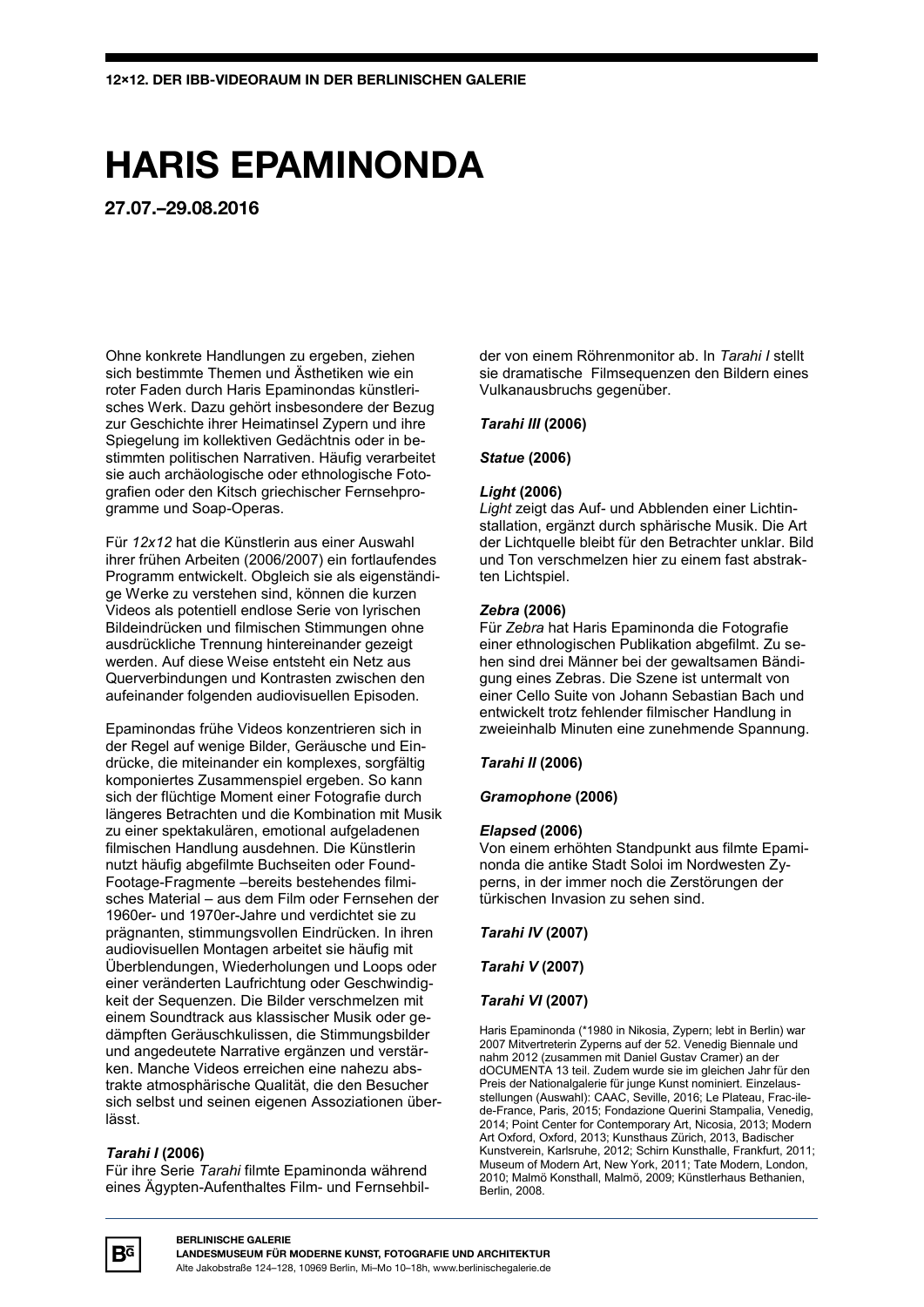12×12. DER IBB-VIDEORAUM IN DER BERLINISCHEN GALERIE

# HARIS EPAMINONDA

**27.07.–29.08.2016**

Ohne konkrete Handlungen zu ergeben, ziehen sich bestimmte Themen und Ästhetiken wie ein roter Faden durch Haris Epaminondas künstlerisches Werk. Dazu gehört insbesondere der Bezug zur Geschichte ihrer Heimatinsel Zypern und ihre Spiegelung im kollektiven Gedächtnis oder in bestimmten politischen Narrativen. Häufig verarbeitet sie auch archäologische oder ethnologische Fotografien oder den Kitsch griechischer Fernsehprogramme und Soap-Operas.

Für *12x12* hat die Künstlerin aus einer Auswahl ihrer frühen Arbeiten (2006/2007) ein fortlaufendes Programm entwickelt. Obgleich sie als eigenständige Werke zu verstehen sind, können die kurzen Videos als potentiell endlose Serie von lyrischen Bildeindrücken und filmischen Stimmungen ohne ausdrückliche Trennung hintereinander gezeigt werden. Auf diese Weise entsteht ein Netz aus Querverbindungen und Kontrasten zwischen den aufeinander folgenden audiovisuellen Episoden.

Epaminondas frühe Videos konzentrieren sich in der Regel auf wenige Bilder, Geräusche und Eindrücke, die miteinander ein komplexes, sorgfältig komponiertes Zusammenspiel ergeben. So kann sich der flüchtige Moment einer Fotografie durch längeres Betrachten und die Kombination mit Musik zu einer spektakulären, emotional aufgeladenen filmischen Handlung ausdehnen. Die Künstlerin nutzt häufig abgefilmte Buchseiten oder Found-Footage-Fragmente –bereits bestehendes filmisches Material – aus dem Film oder Fernsehen der 1960er- und 1970er-Jahre und verdichtet sie zu prägnanten, stimmungsvollen Eindrücken. In ihren audiovisuellen Montagen arbeitet sie häufig mit Überblendungen, Wiederholungen und Loops oder einer veränderten Laufrichtung oder Geschwindigkeit der Sequenzen. Die Bilder verschmelzen mit einem Soundtrack aus klassischer Musik oder gedämpften Geräuschkulissen, die Stimmungsbilder und angedeutete Narrative ergänzen und verstärken. Manche Videos erreichen eine nahezu abstrakte atmosphärische Qualität, die den Besucher sich selbst und seinen eigenen Assoziationen überlässt.

***Tarahi I* (2006)**
Für ihre Serie *Tarahi* filmte Epaminonda während eines Ägypten-Aufenthaltes Film- und Fernsehbilder von einem Röhrenmonitor ab. In *Tarahi I* stellt sie dramatische Filmsequenzen den Bildern eines Vulkanausbruchs gegenüber.

***Tarahi III* (2006)**

***Statue* (2006)**

***Light* (2006)**
*Light* zeigt das Auf- und Abblenden einer Lichtinstallation, ergänzt durch sphärische Musik. Die Art der Lichtquelle bleibt für den Betrachter unklar. Bild und Ton verschmelzen hier zu einem fast abstrakten Lichtspiel.

***Zebra* (2006)**
Für *Zebra* hat Haris Epaminonda die Fotografie einer ethnologischen Publikation abgefilmt. Zu sehen sind drei Männer bei der gewaltsamen Bändigung eines Zebras. Die Szene ist untermalt von einer Cello Suite von Johann Sebastian Bach und entwickelt trotz fehlender filmischer Handlung in zweieinhalb Minuten eine zunehmende Spannung.

***Tarahi II* (2006)**

***Gramophone* (2006)**

***Elapsed* (2006)**
Von einem erhöhten Standpunkt aus filmte Epaminonda die antike Stadt Soloi im Nordwesten Zyperns, in der immer noch die Zerstörungen der türkischen Invasion zu sehen sind.

***Tarahi IV* (2007)**

***Tarahi V* (2007)**

***Tarahi VI* (2007)**

Haris Epaminonda (*1980 in Nikosia, Zypern; lebt in Berlin) war 2007 Mitvertreterin Zyperns auf der 52. Venedig Biennale und nahm 2012 (zusammen mit Daniel Gustav Cramer) an der dOCUMENTA 13 teil. Zudem wurde sie im gleichen Jahr für den Preis der Nationalgalerie für junge Kunst nominiert. Einzelausstellungen (Auswahl): CAAC, Seville, 2016; Le Plateau, Frac-ile-de-France, Paris, 2015; Fondazione Querini Stampalia, Venedig, 2014; Point Center for Contemporary Art, Nicosia, 2013; Modern Art Oxford, Oxford, 2013; Kunsthaus Zürich, 2013, Badischer Kunstverein, Karlsruhe, 2012; Schirn Kunsthalle, Frankfurt, 2011; Museum of Modern Art, New York, 2011; Tate Modern, London, 2010; Malmö Konsthall, Malmö, 2009; Künstlerhaus Bethanien, Berlin, 2008.

**BERLINISCHE GALERIE**
**LANDESMUSEUM FÜR MODERNE KUNST, FOTOGRAFIE UND ARCHITEKTUR**
Alte Jakobstraße 124–128, 10969 Berlin, Mi–Mo 10–18h, www.berlinischegalerie.de